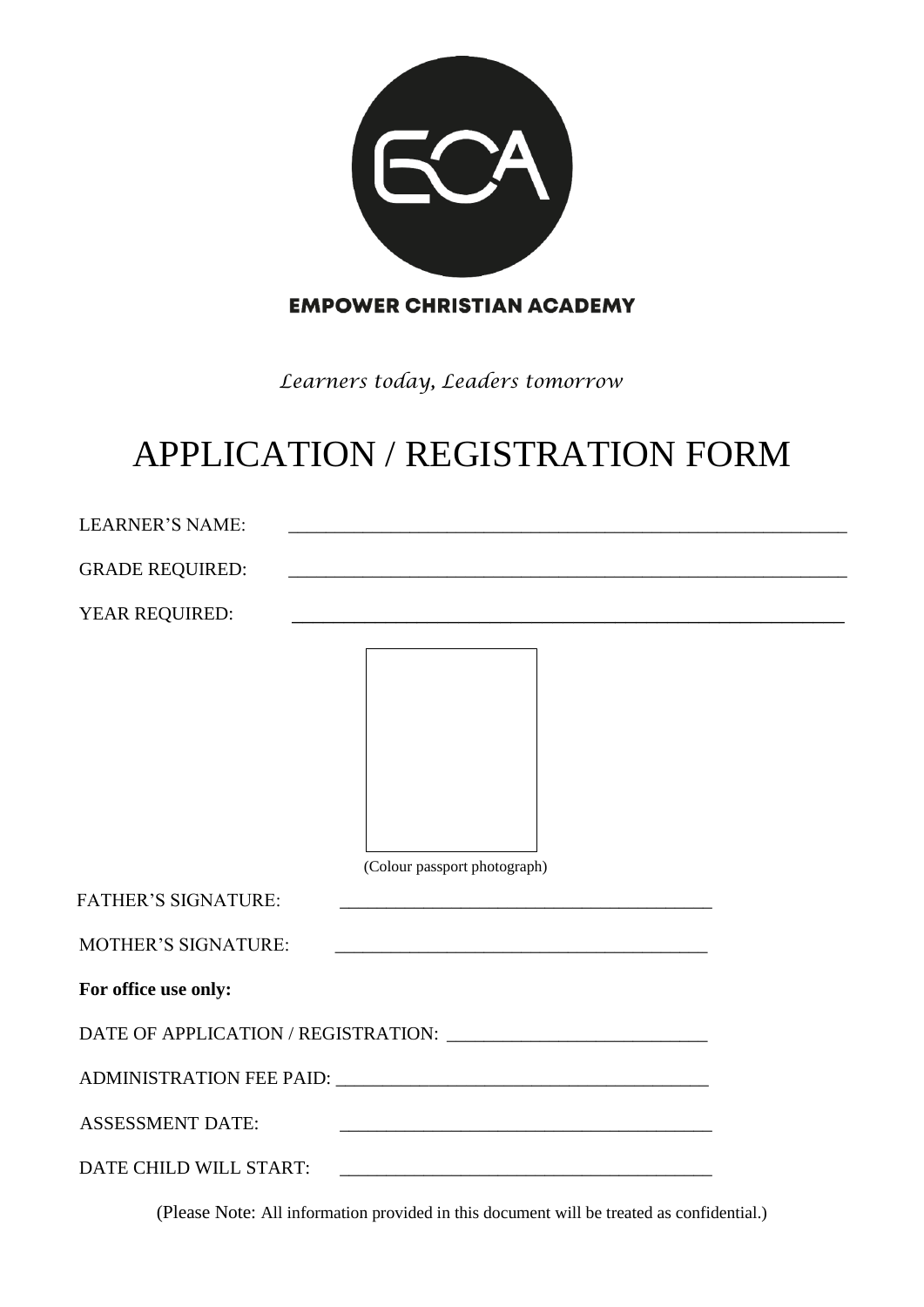EMPOWER CHRISTIAN ACADEMY

*Learners today, Leaders tomorrow*

# APPLICATION / REGISTRATION FORM

LEARNER'S NAME: ____________________________________________

GRADE REQUIRED: ____________________________________________

YEAR REQUIRED: ____________________________________________

(Colour passport photograph)

FATHER'S SIGNATURE: ________________________________

MOTHER'S SIGNATURE: ________________________________

**For office use only:**

DATE OF APPLICATION / REGISTRATION: ________________________

ADMINISTRATION FEE PAID: ________________________________

ASSESSMENT DATE: ________________________________

DATE CHILD WILL START: ________________________________

(Please Note: All information provided in this document will be treated as confidential.)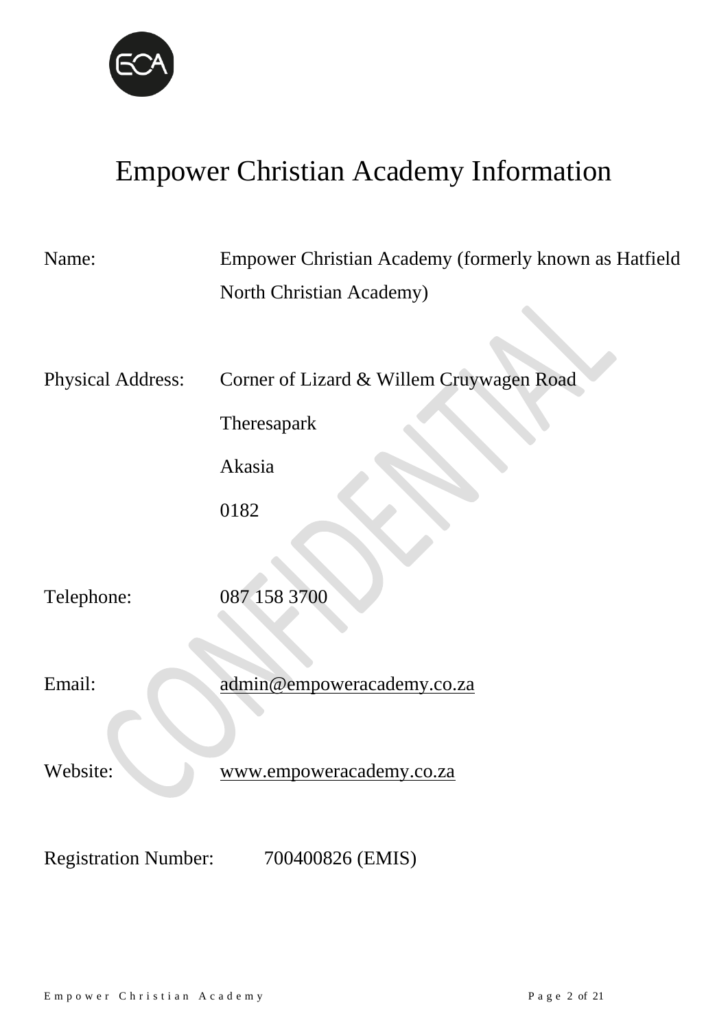# Empower Christian Academy Information

| | |
|---|---|
| Name: | Empower Christian Academy (formerly known as Hatfield North Christian Academy) |
| Physical Address: | Corner of Lizard & Willem Cruywagen Road<br>Theresapark<br>Akasia<br>0182 |
| Telephone: | 087 158 3700 |
| Email: | admin@empoweracademy.co.za |
| Website: | www.empoweracademy.co.za |
| Registration Number: | 700400826 (EMIS) |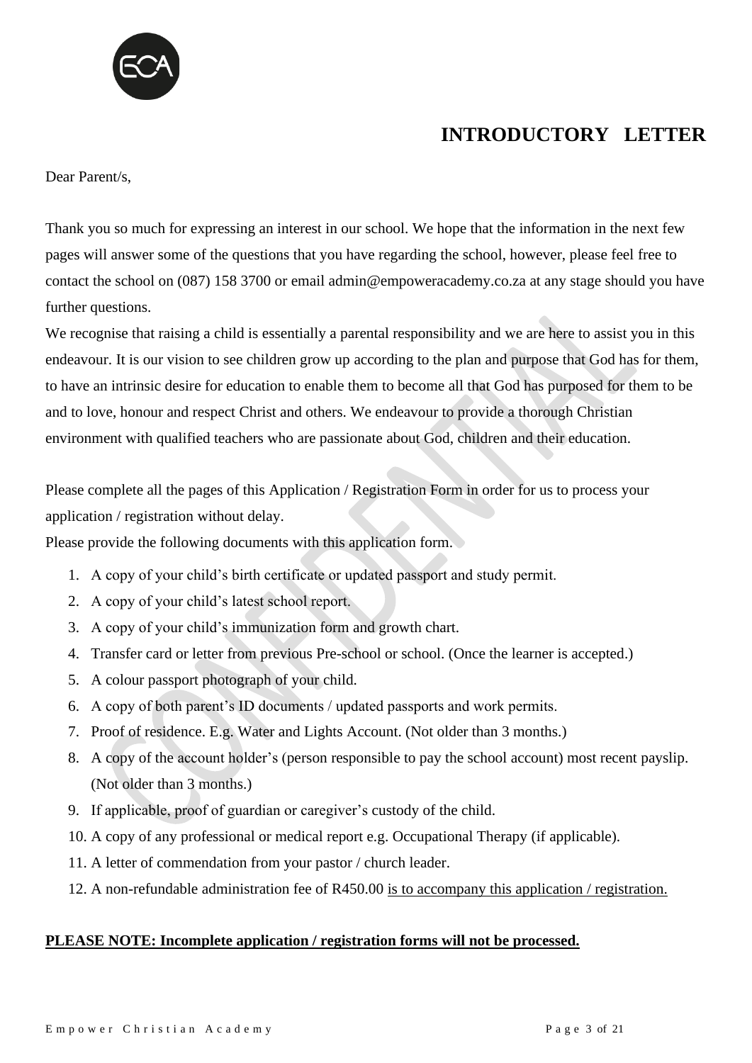# INTRODUCTORY LETTER

Dear Parent/s,

Thank you so much for expressing an interest in our school. We hope that the information in the next few pages will answer some of the questions that you have regarding the school, however, please feel free to contact the school on (087) 158 3700 or email admin@empoweracademy.co.za at any stage should you have further questions.

We recognise that raising a child is essentially a parental responsibility and we are here to assist you in this endeavour. It is our vision to see children grow up according to the plan and purpose that God has for them, to have an intrinsic desire for education to enable them to become all that God has purposed for them to be and to love, honour and respect Christ and others. We endeavour to provide a thorough Christian environment with qualified teachers who are passionate about God, children and their education.

Please complete all the pages of this Application / Registration Form in order for us to process your application / registration without delay.

Please provide the following documents with this application form.

1. A copy of your child's birth certificate or updated passport and study permit.
2. A copy of your child's latest school report.
3. A copy of your child's immunization form and growth chart.
4. Transfer card or letter from previous Pre-school or school. (Once the learner is accepted.)
5. A colour passport photograph of your child.
6. A copy of both parent's ID documents / updated passports and work permits.
7. Proof of residence. E.g. Water and Lights Account. (Not older than 3 months.)
8. A copy of the account holder's (person responsible to pay the school account) most recent payslip. (Not older than 3 months.)
9. If applicable, proof of guardian or caregiver's custody of the child.
10. A copy of any professional or medical report e.g. Occupational Therapy (if applicable).
11. A letter of commendation from your pastor / church leader.
12. A non-refundable administration fee of R450.00 <u>is to accompany this application / registration.</u>

**<u>PLEASE NOTE: Incomplete application / registration forms will not be processed.</u>**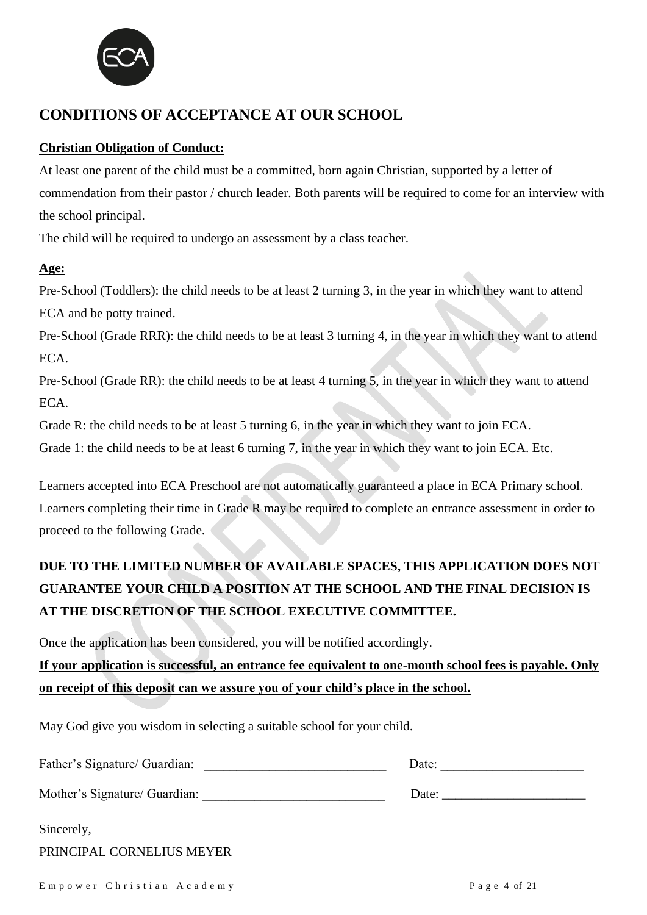## CONDITIONS OF ACCEPTANCE AT OUR SCHOOL

**Christian Obligation of Conduct:**

At least one parent of the child must be a committed, born again Christian, supported by a letter of commendation from their pastor / church leader. Both parents will be required to come for an interview with the school principal.

The child will be required to undergo an assessment by a class teacher.

**Age:**

Pre-School (Toddlers): the child needs to be at least 2 turning 3, in the year in which they want to attend ECA and be potty trained.

Pre-School (Grade RRR): the child needs to be at least 3 turning 4, in the year in which they want to attend ECA.

Pre-School (Grade RR): the child needs to be at least 4 turning 5, in the year in which they want to attend ECA.

Grade R: the child needs to be at least 5 turning 6, in the year in which they want to join ECA.

Grade 1: the child needs to be at least 6 turning 7, in the year in which they want to join ECA. Etc.

Learners accepted into ECA Preschool are not automatically guaranteed a place in ECA Primary school. Learners completing their time in Grade R may be required to complete an entrance assessment in order to proceed to the following Grade.

**DUE TO THE LIMITED NUMBER OF AVAILABLE SPACES, THIS APPLICATION DOES NOT GUARANTEE YOUR CHILD A POSITION AT THE SCHOOL AND THE FINAL DECISION IS AT THE DISCRETION OF THE SCHOOL EXECUTIVE COMMITTEE.**

Once the application has been considered, you will be notified accordingly.

**If your application is successful, an entrance fee equivalent to one-month school fees is payable. Only on receipt of this deposit can we assure you of your child's place in the school.**

May God give you wisdom in selecting a suitable school for your child.

Father's Signature/ Guardian: ____________________________ Date: ______________________

Mother's Signature/ Guardian: ____________________________ Date: ______________________

Sincerely,

PRINCIPAL CORNELIUS MEYER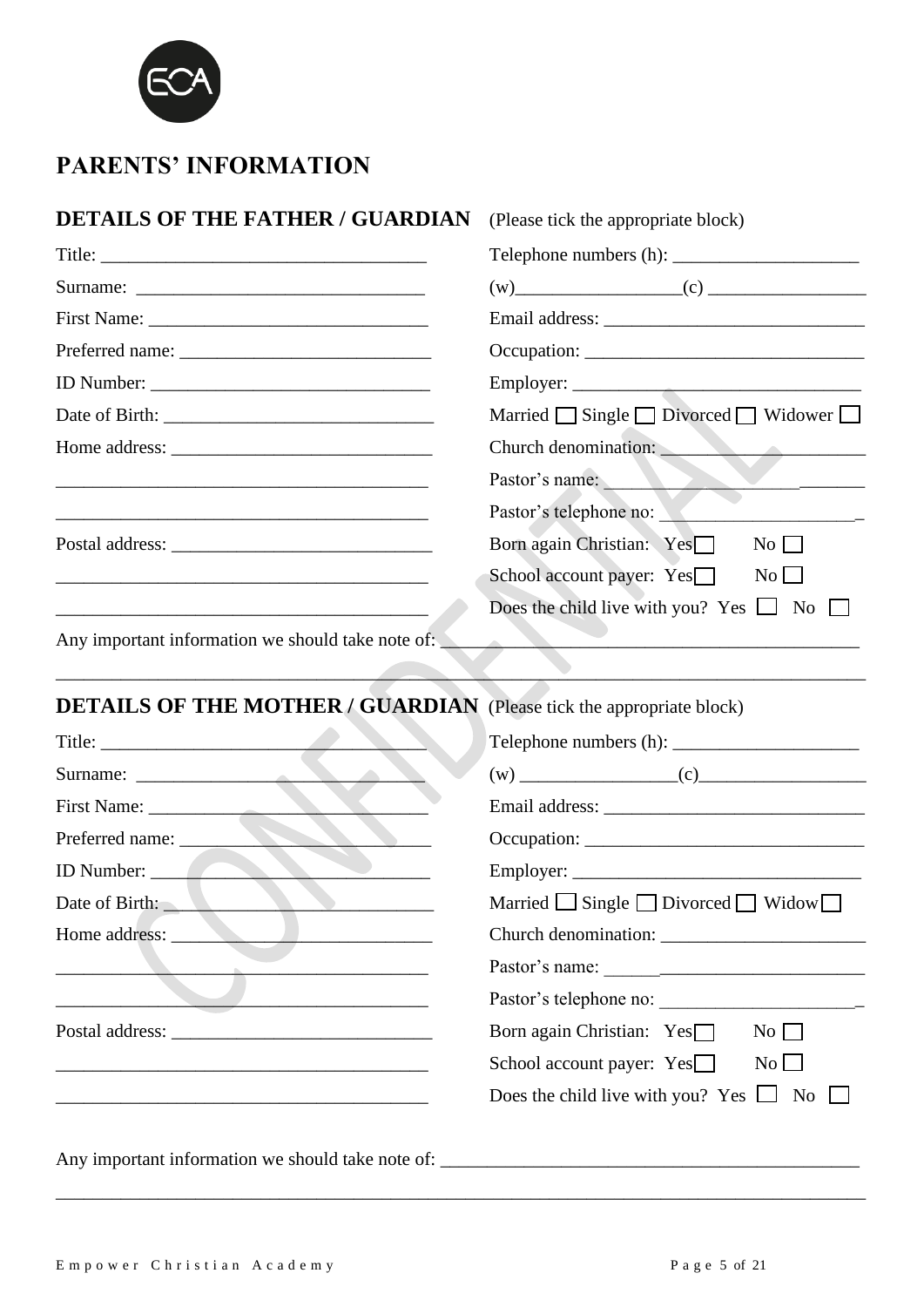# PARENTS' INFORMATION

## DETAILS OF THE FATHER / GUARDIAN (Please tick the appropriate block)

Title: ___________________________________

Surname: _______________________________

First Name: _____________________________

Preferred name: __________________________

ID Number: ______________________________

Date of Birth: ____________________________

Home address: ___________________________

_________________________________________

_________________________________________

Postal address: ___________________________

_________________________________________

_________________________________________

Telephone numbers (h): ____________________

(w)_________________(c) _________________

Email address: ___________________________

Occupation: ______________________________

Employer: ________________________________

Married ☐ Single ☐ Divorced ☐ Widower ☐

Church denomination: ______________________

Pastor's name: ____________________________

Pastor's telephone no: _____________________

Born again Christian: Yes ☐ No ☐

School account payer: Yes ☐ No ☐

Does the child live with you? Yes ☐ No ☐

Any important information we should take note of: _____________________________________________

_________________________________________________________________________________

## DETAILS OF THE MOTHER / GUARDIAN (Please tick the appropriate block)

Title: ___________________________________

Surname: _______________________________

First Name: _____________________________

Preferred name: __________________________

ID Number: ______________________________

Date of Birth: ____________________________

Home address: ___________________________

_________________________________________

_________________________________________

Postal address: ___________________________

_________________________________________

_________________________________________

Telephone numbers (h): ____________________

(w) ________________(c)__________________

Email address: ___________________________

Occupation: ______________________________

Employer: ________________________________

Married ☐ Single ☐ Divorced ☐ Widow ☐

Church denomination: ______________________

Pastor's name: ____________________________

Pastor's telephone no: _____________________

Born again Christian: Yes ☐ No ☐

School account payer: Yes ☐ No ☐

Does the child live with you? Yes ☐ No ☐

Any important information we should take note of: _____________________________________________

_________________________________________________________________________________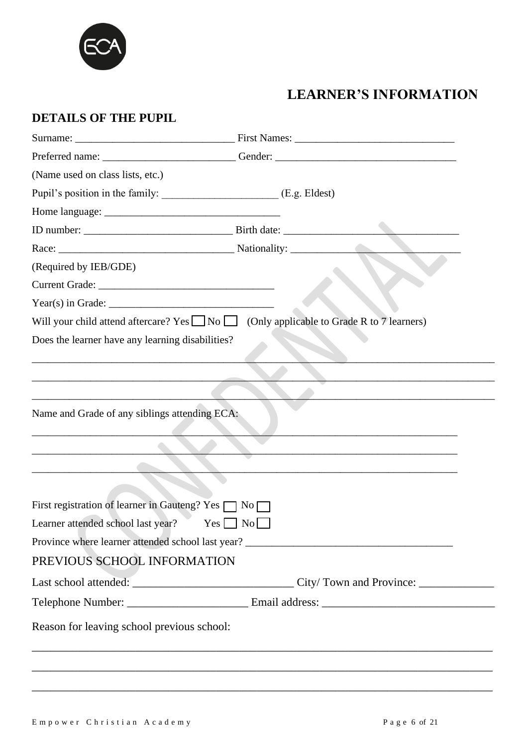# LEARNER'S INFORMATION

## DETAILS OF THE PUPIL

Surname: ______________________________ First Names: ______________________________

Preferred name: _________________________ Gender: __________________________________

(Name used on class lists, etc.)

Pupil's position in the family: ______________________ (E.g. Eldest)

Home language: _________________________________

ID number: ____________________________ Birth date: ________________________________

Race: _________________________________ Nationality: ________________________________

(Required by IEB/GDE)

Current Grade: _________________________________

Year(s) in Grade: _______________________________

Will your child attend aftercare? Yes ☐ No ☐ (Only applicable to Grade R to 7 learners)

Does the learner have any learning disabilities?

_____________________________________________________________________________

_____________________________________________________________________________

_____________________________________________________________________________

Name and Grade of any siblings attending ECA:

_____________________________________________________________________________

_____________________________________________________________________________

_____________________________________________________________________________

First registration of learner in Gauteng? Yes ☐ No ☐

Learner attended school last year? Yes ☐ No ☐

Province where learner attended school last year? ______________________________________

PREVIOUS SCHOOL INFORMATION

Last school attended: ____________________________ City/ Town and Province: _____________

Telephone Number: _____________________ Email address: ______________________________

Reason for leaving school previous school:

_____________________________________________________________________________

_____________________________________________________________________________

_____________________________________________________________________________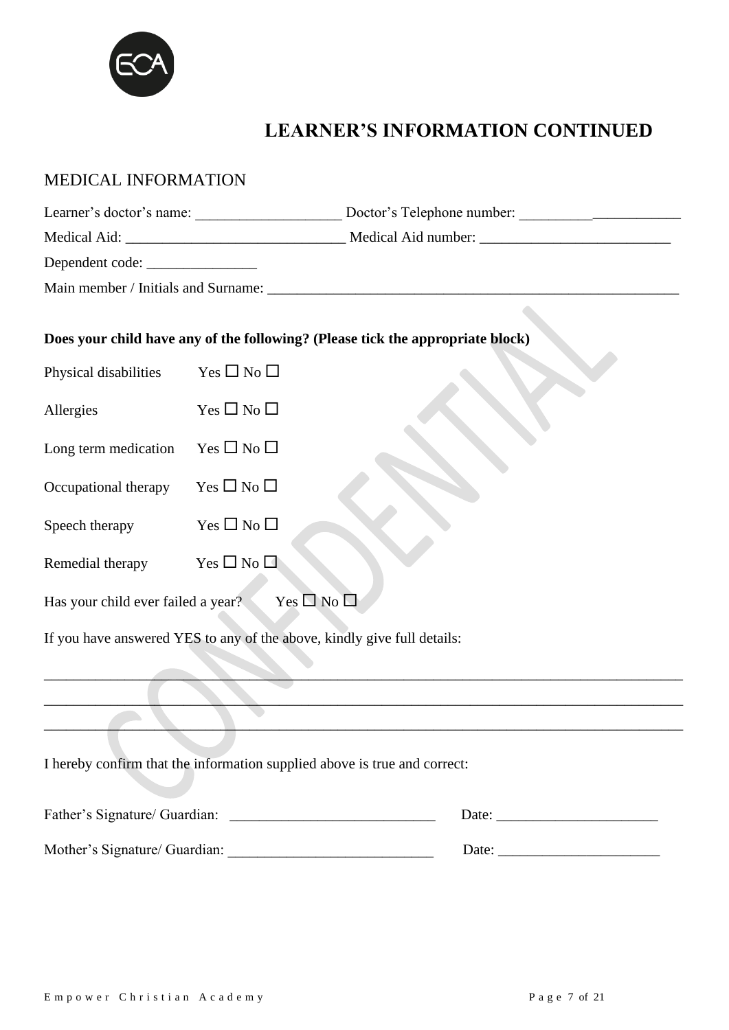# LEARNER'S INFORMATION CONTINUED

## MEDICAL INFORMATION

Learner's doctor's name: ___________________ Doctor's Telephone number: _____________________

Medical Aid: _____________________________ Medical Aid number: _________________________

Dependent code: _______________

Main member / Initials and Surname: _______________________________________________________

**Does your child have any of the following? (Please tick the appropriate block)**

Physical disabilities Yes ☐ No ☐

Allergies Yes ☐ No ☐

Long term medication Yes ☐ No ☐

Occupational therapy Yes ☐ No ☐

Speech therapy Yes ☐ No ☐

Remedial therapy Yes ☐ No ☐

Has your child ever failed a year? Yes ☐ No ☐

If you have answered YES to any of the above, kindly give full details:

_____________________________________________________________________________________

_____________________________________________________________________________________

_____________________________________________________________________________________

I hereby confirm that the information supplied above is true and correct:

Father's Signature/ Guardian: ____________________________ Date: ______________________

Mother's Signature/ Guardian: ____________________________ Date: ______________________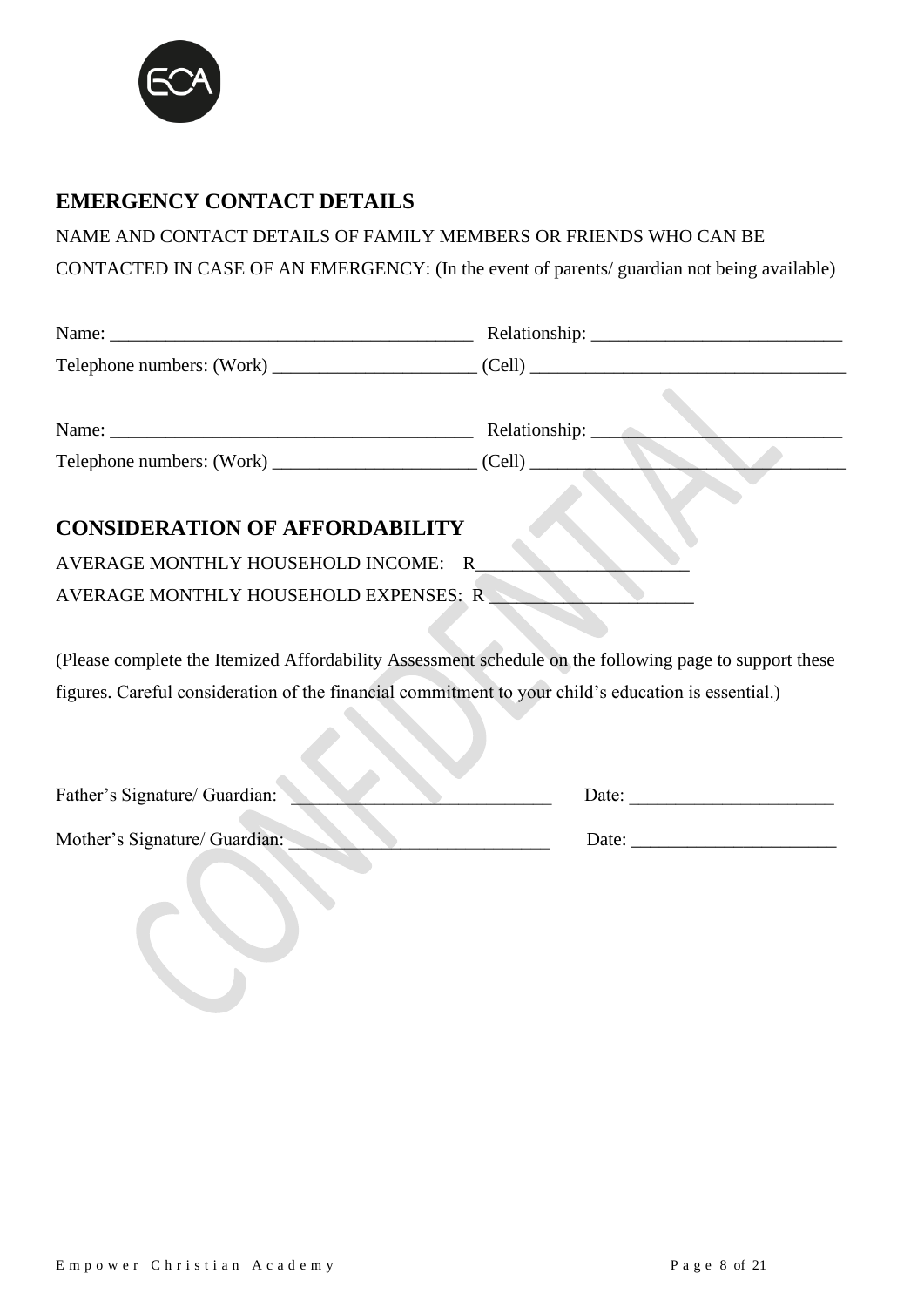## EMERGENCY CONTACT DETAILS

NAME AND CONTACT DETAILS OF FAMILY MEMBERS OR FRIENDS WHO CAN BE CONTACTED IN CASE OF AN EMERGENCY: (In the event of parents/ guardian not being available)

Name: ________________________________________ Relationship: ___________________________

Telephone numbers: (Work) ______________________ (Cell) __________________________________

Name: ________________________________________ Relationship: ___________________________

Telephone numbers: (Work) ______________________ (Cell) __________________________________

## CONSIDERATION OF AFFORDABILITY

AVERAGE MONTHLY HOUSEHOLD INCOME: R______________________

AVERAGE MONTHLY HOUSEHOLD EXPENSES: R _____________________

(Please complete the Itemized Affordability Assessment schedule on the following page to support these figures. Careful consideration of the financial commitment to your child's education is essential.)

Father's Signature/ Guardian: ____________________________ Date: ______________________

Mother's Signature/ Guardian: ____________________________ Date: ______________________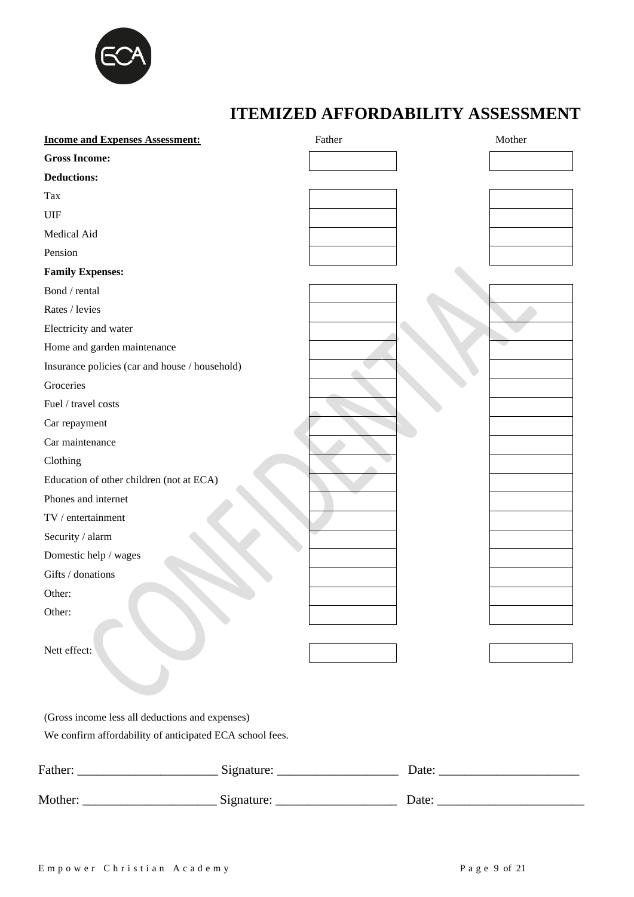# ITEMIZED AFFORDABILITY ASSESSMENT

| **Income and Expenses Assessment:** | Father | Mother |
|---|---|---|
| **Gross Income:** | | |
| **Deductions:** | | |
| Tax | | |
| UIF | | |
| Medical Aid | | |
| Pension | | |
| **Family Expenses:** | | |
| Bond / rental | | |
| Rates / levies | | |
| Electricity and water | | |
| Home and garden maintenance | | |
| Insurance policies (car and house / household) | | |
| Groceries | | |
| Fuel / travel costs | | |
| Car repayment | | |
| Car maintenance | | |
| Clothing | | |
| Education of other children (not at ECA) | | |
| Phones and internet | | |
| TV / entertainment | | |
| Security / alarm | | |
| Domestic help / wages | | |
| Gifts / donations | | |
| Other: | | |
| Other: | | |
| Nett effect: | | |

(Gross income less all deductions and expenses)

We confirm affordability of anticipated ECA school fees.

Father: ______________________ Signature: ___________________ Date: ______________________

Mother: _____________________ Signature: ___________________ Date: _______________________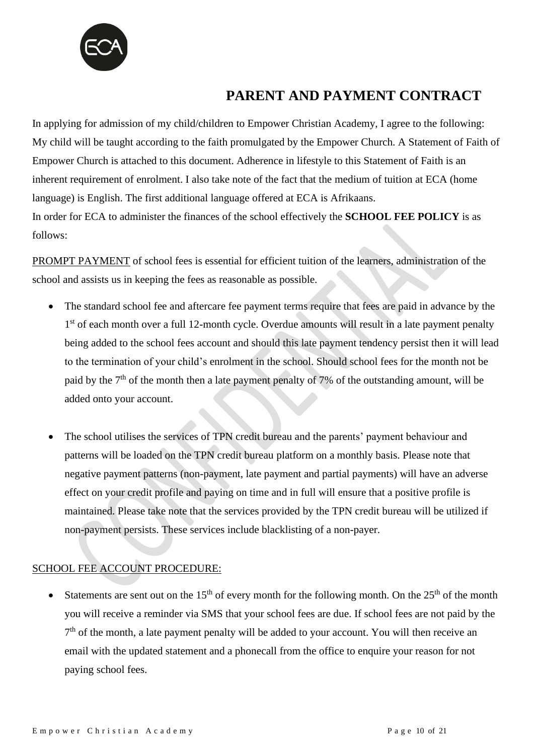# PARENT AND PAYMENT CONTRACT

In applying for admission of my child/children to Empower Christian Academy, I agree to the following: My child will be taught according to the faith promulgated by the Empower Church. A Statement of Faith of Empower Church is attached to this document. Adherence in lifestyle to this Statement of Faith is an inherent requirement of enrolment. I also take note of the fact that the medium of tuition at ECA (home language) is English. The first additional language offered at ECA is Afrikaans.
In order for ECA to administer the finances of the school effectively the **SCHOOL FEE POLICY** is as follows:

<u>PROMPT PAYMENT</u> of school fees is essential for efficient tuition of the learners, administration of the school and assists us in keeping the fees as reasonable as possible.

- The standard school fee and aftercare fee payment terms require that fees are paid in advance by the 1st of each month over a full 12-month cycle. Overdue amounts will result in a late payment penalty being added to the school fees account and should this late payment tendency persist then it will lead to the termination of your child's enrolment in the school. Should school fees for the month not be paid by the 7th of the month then a late payment penalty of 7% of the outstanding amount, will be added onto your account.

- The school utilises the services of TPN credit bureau and the parents' payment behaviour and patterns will be loaded on the TPN credit bureau platform on a monthly basis. Please note that negative payment patterns (non-payment, late payment and partial payments) will have an adverse effect on your credit profile and paying on time and in full will ensure that a positive profile is maintained. Please take note that the services provided by the TPN credit bureau will be utilized if non-payment persists. These services include blacklisting of a non-payer.

<u>SCHOOL FEE ACCOUNT PROCEDURE:</u>

- Statements are sent out on the 15th of every month for the following month. On the 25th of the month you will receive a reminder via SMS that your school fees are due. If school fees are not paid by the 7th of the month, a late payment penalty will be added to your account. You will then receive an email with the updated statement and a phonecall from the office to enquire your reason for not paying school fees.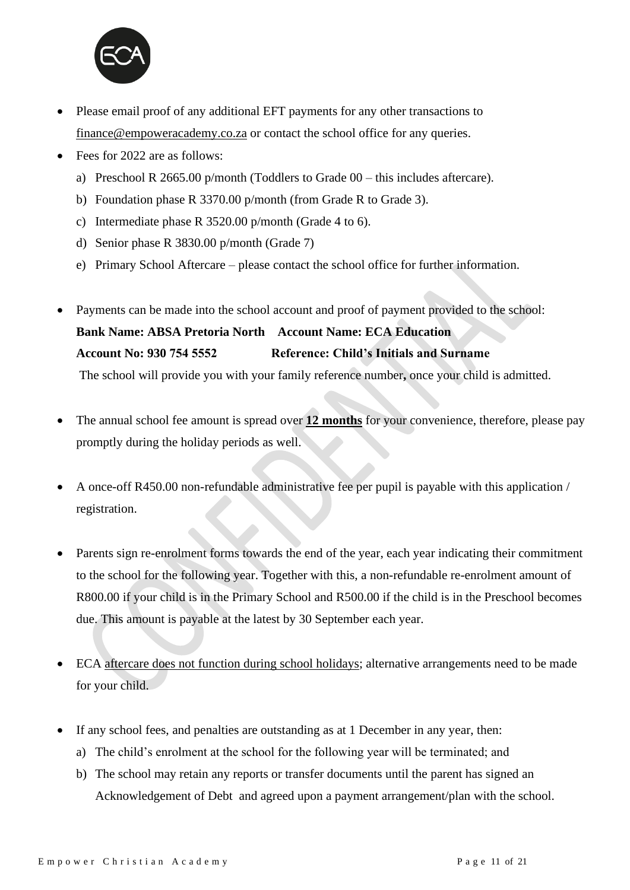- Please email proof of any additional EFT payments for any other transactions to finance@empoweracademy.co.za or contact the school office for any queries.
- Fees for 2022 are as follows:
  a) Preschool R 2665.00 p/month (Toddlers to Grade 00 – this includes aftercare).
  b) Foundation phase R 3370.00 p/month (from Grade R to Grade 3).
  c) Intermediate phase R 3520.00 p/month (Grade 4 to 6).
  d) Senior phase R 3830.00 p/month (Grade 7)
  e) Primary School Aftercare – please contact the school office for further information.

- Payments can be made into the school account and proof of payment provided to the school:
  **Bank Name: ABSA Pretoria North  Account Name: ECA Education**
  **Account No: 930 754 5552  Reference: Child's Initials and Surname**
  The school will provide you with your family reference number**,** once your child is admitted.

- The annual school fee amount is spread over **12 months** for your convenience, therefore, please pay promptly during the holiday periods as well.

- A once-off R450.00 non-refundable administrative fee per pupil is payable with this application / registration.

- Parents sign re-enrolment forms towards the end of the year, each year indicating their commitment to the school for the following year. Together with this, a non-refundable re-enrolment amount of R800.00 if your child is in the Primary School and R500.00 if the child is in the Preschool becomes due. This amount is payable at the latest by 30 September each year.

- ECA aftercare does not function during school holidays; alternative arrangements need to be made for your child.

- If any school fees, and penalties are outstanding as at 1 December in any year, then:
  a) The child's enrolment at the school for the following year will be terminated; and
  b) The school may retain any reports or transfer documents until the parent has signed an Acknowledgement of Debt and agreed upon a payment arrangement/plan with the school.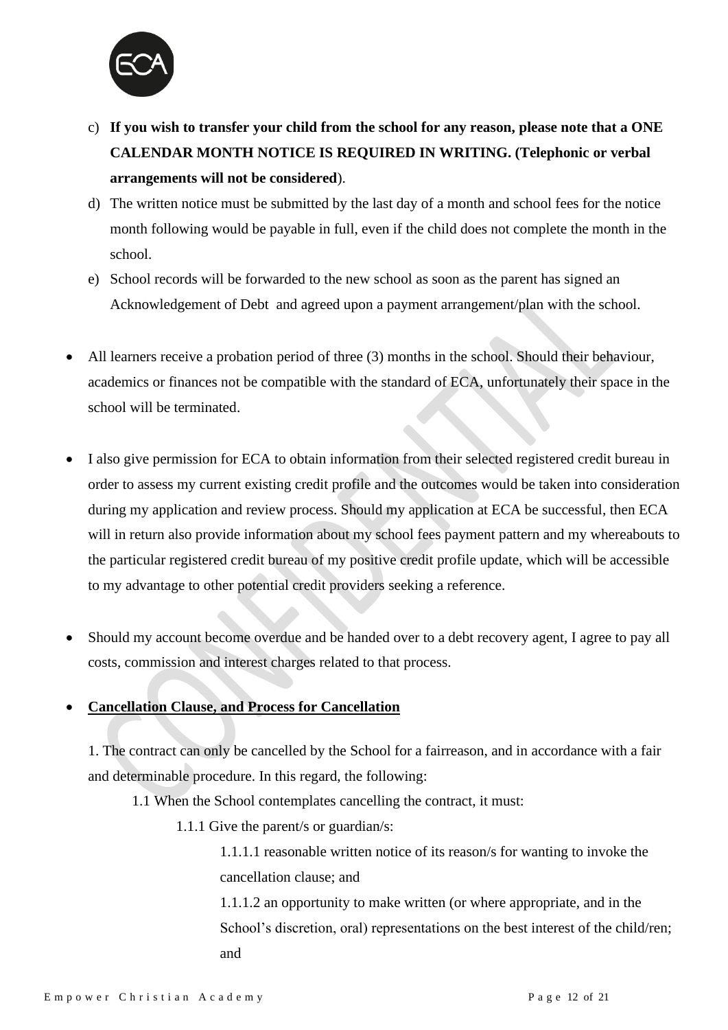c) **If you wish to transfer your child from the school for any reason, please note that a ONE CALENDAR MONTH NOTICE IS REQUIRED IN WRITING. (Telephonic or verbal arrangements will not be considered**).

d) The written notice must be submitted by the last day of a month and school fees for the notice month following would be payable in full, even if the child does not complete the month in the school.

e) School records will be forwarded to the new school as soon as the parent has signed an Acknowledgement of Debt and agreed upon a payment arrangement/plan with the school.

- All learners receive a probation period of three (3) months in the school. Should their behaviour, academics or finances not be compatible with the standard of ECA, unfortunately their space in the school will be terminated.

- I also give permission for ECA to obtain information from their selected registered credit bureau in order to assess my current existing credit profile and the outcomes would be taken into consideration during my application and review process. Should my application at ECA be successful, then ECA will in return also provide information about my school fees payment pattern and my whereabouts to the particular registered credit bureau of my positive credit profile update, which will be accessible to my advantage to other potential credit providers seeking a reference.

- Should my account become overdue and be handed over to a debt recovery agent, I agree to pay all costs, commission and interest charges related to that process.

- **<u>Cancellation Clause, and Process for Cancellation</u>**

1. The contract can only be cancelled by the School for a fairreason, and in accordance with a fair and determinable procedure. In this regard, the following:

   1.1 When the School contemplates cancelling the contract, it must:

   1.1.1 Give the parent/s or guardian/s:

   1.1.1.1 reasonable written notice of its reason/s for wanting to invoke the cancellation clause; and

   1.1.1.2 an opportunity to make written (or where appropriate, and in the School's discretion, oral) representations on the best interest of the child/ren; and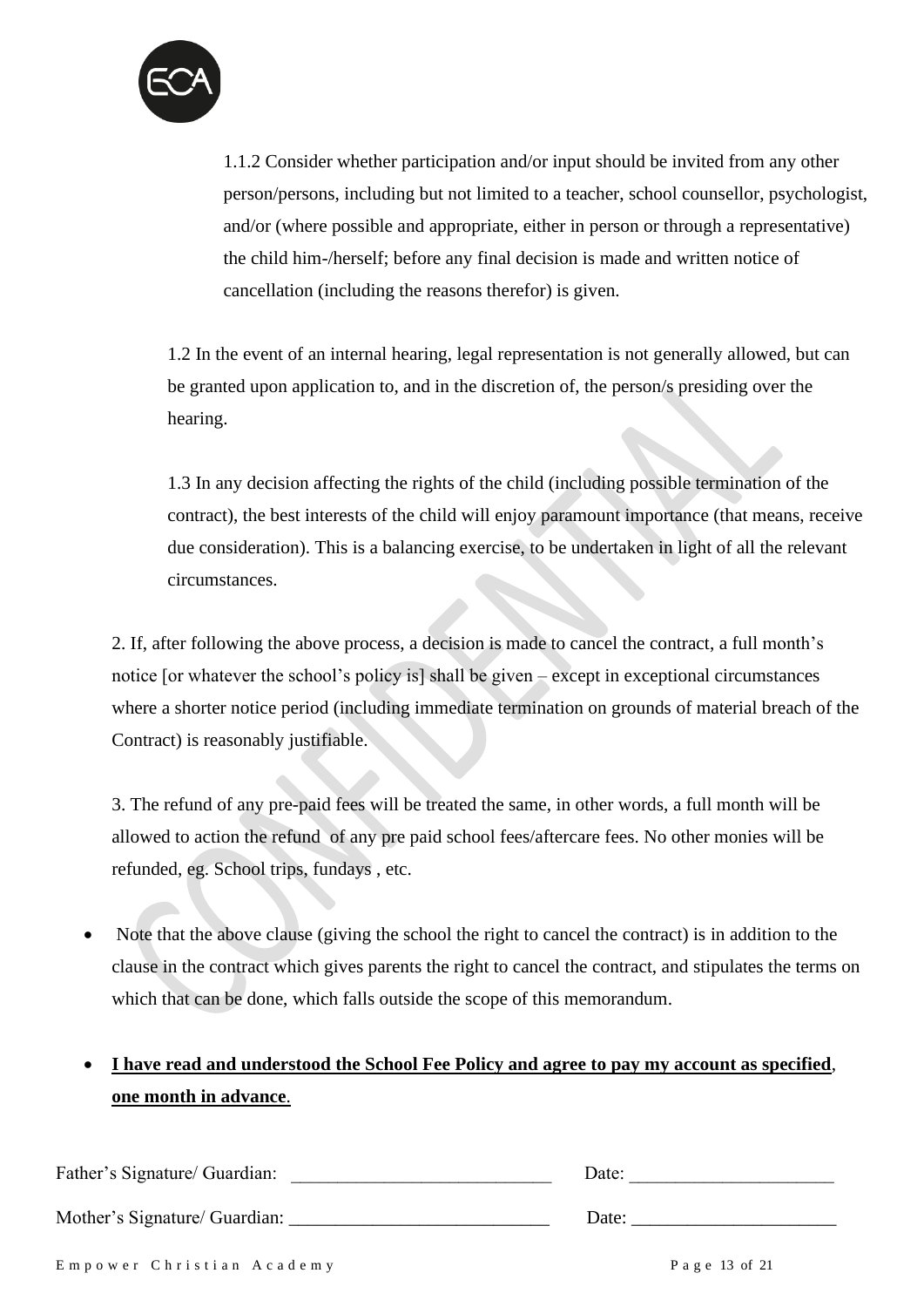1.1.2 Consider whether participation and/or input should be invited from any other person/persons, including but not limited to a teacher, school counsellor, psychologist, and/or (where possible and appropriate, either in person or through a representative) the child him-/herself; before any final decision is made and written notice of cancellation (including the reasons therefor) is given.

1.2 In the event of an internal hearing, legal representation is not generally allowed, but can be granted upon application to, and in the discretion of, the person/s presiding over the hearing.

1.3 In any decision affecting the rights of the child (including possible termination of the contract), the best interests of the child will enjoy paramount importance (that means, receive due consideration). This is a balancing exercise, to be undertaken in light of all the relevant circumstances.

2. If, after following the above process, a decision is made to cancel the contract, a full month's notice [or whatever the school's policy is] shall be given – except in exceptional circumstances where a shorter notice period (including immediate termination on grounds of material breach of the Contract) is reasonably justifiable.

3. The refund of any pre-paid fees will be treated the same, in other words, a full month will be allowed to action the refund of any pre paid school fees/aftercare fees. No other monies will be refunded, eg. School trips, fundays , etc.

- Note that the above clause (giving the school the right to cancel the contract) is in addition to the clause in the contract which gives parents the right to cancel the contract, and stipulates the terms on which that can be done, which falls outside the scope of this memorandum.

- **<u>I have read and understood the School Fee Policy and agree to pay my account as specified</u>, <u>one month in advance</u>.**

Father's Signature/ Guardian: ____________________________ Date: ______________________

Mother's Signature/ Guardian: ____________________________ Date: ______________________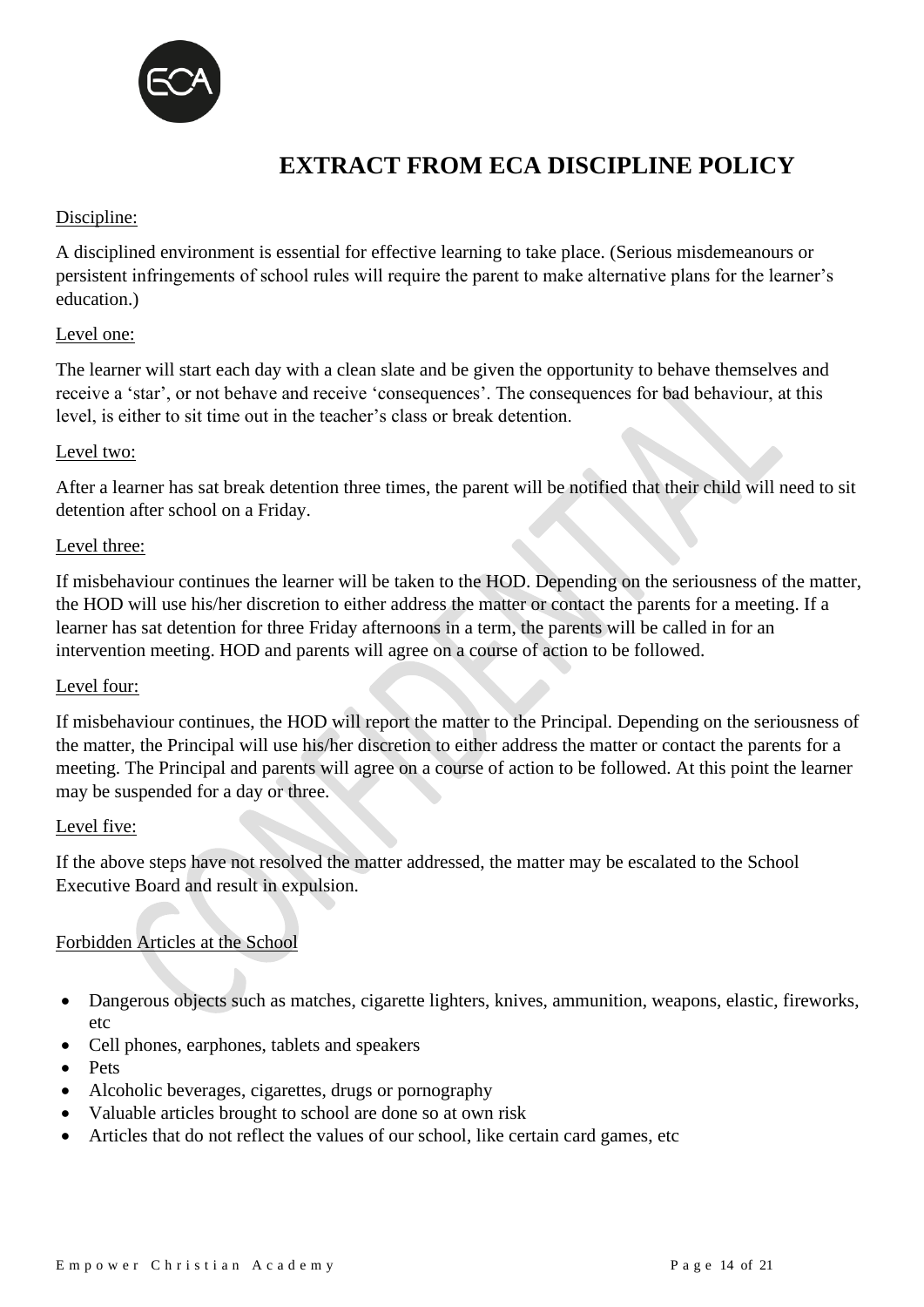# EXTRACT FROM ECA DISCIPLINE POLICY

Discipline:

A disciplined environment is essential for effective learning to take place. (Serious misdemeanours or persistent infringements of school rules will require the parent to make alternative plans for the learner's education.)

Level one:

The learner will start each day with a clean slate and be given the opportunity to behave themselves and receive a 'star', or not behave and receive 'consequences'. The consequences for bad behaviour, at this level, is either to sit time out in the teacher's class or break detention.

Level two:

After a learner has sat break detention three times, the parent will be notified that their child will need to sit detention after school on a Friday.

Level three:

If misbehaviour continues the learner will be taken to the HOD. Depending on the seriousness of the matter, the HOD will use his/her discretion to either address the matter or contact the parents for a meeting. If a learner has sat detention for three Friday afternoons in a term, the parents will be called in for an intervention meeting. HOD and parents will agree on a course of action to be followed.

Level four:

If misbehaviour continues, the HOD will report the matter to the Principal. Depending on the seriousness of the matter, the Principal will use his/her discretion to either address the matter or contact the parents for a meeting. The Principal and parents will agree on a course of action to be followed. At this point the learner may be suspended for a day or three.

Level five:

If the above steps have not resolved the matter addressed, the matter may be escalated to the School Executive Board and result in expulsion.

Forbidden Articles at the School

- Dangerous objects such as matches, cigarette lighters, knives, ammunition, weapons, elastic, fireworks, etc
- Cell phones, earphones, tablets and speakers
- Pets
- Alcoholic beverages, cigarettes, drugs or pornography
- Valuable articles brought to school are done so at own risk
- Articles that do not reflect the values of our school, like certain card games, etc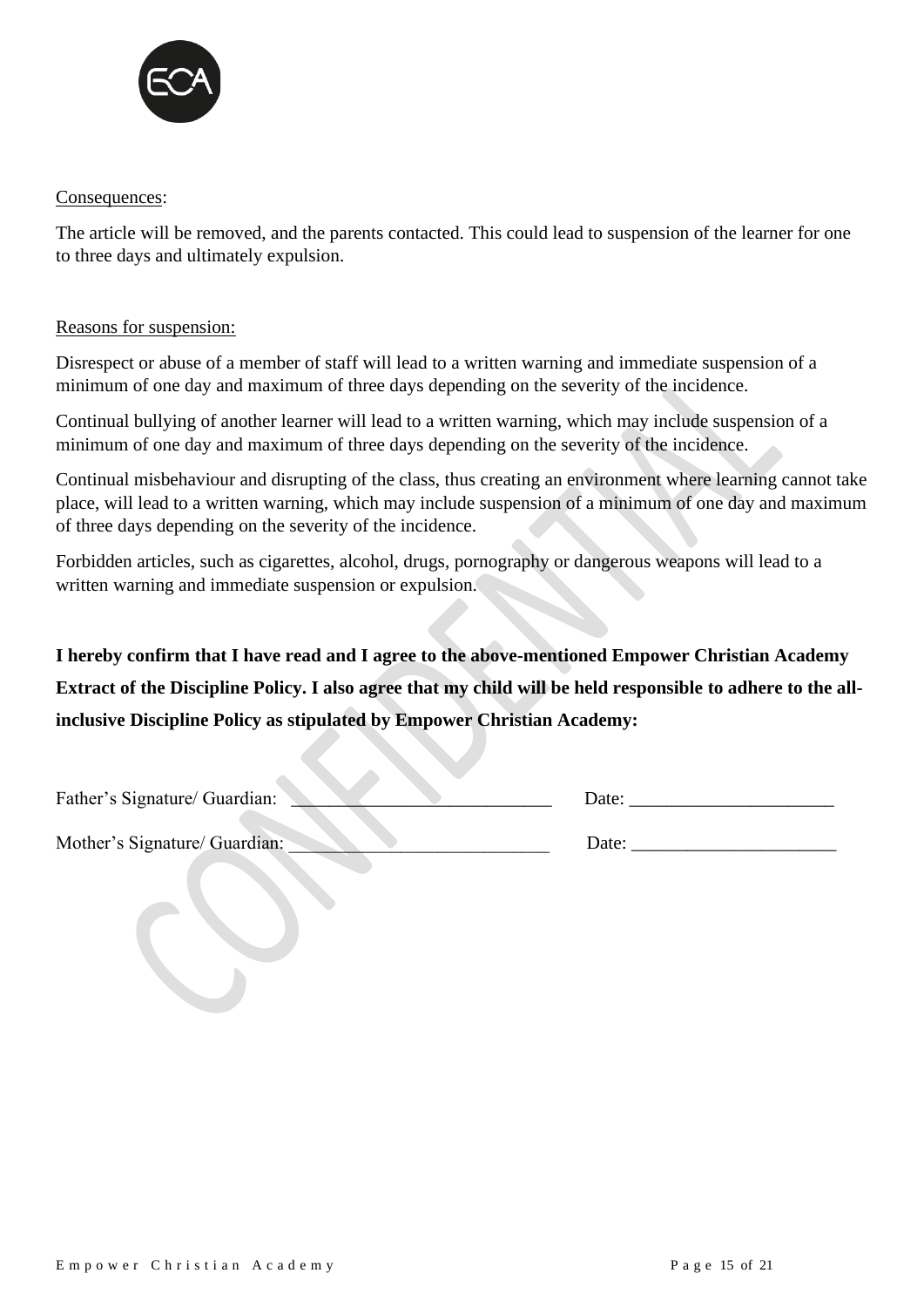Consequences:

The article will be removed, and the parents contacted. This could lead to suspension of the learner for one to three days and ultimately expulsion.

Reasons for suspension:

Disrespect or abuse of a member of staff will lead to a written warning and immediate suspension of a minimum of one day and maximum of three days depending on the severity of the incidence.

Continual bullying of another learner will lead to a written warning, which may include suspension of a minimum of one day and maximum of three days depending on the severity of the incidence.

Continual misbehaviour and disrupting of the class, thus creating an environment where learning cannot take place, will lead to a written warning, which may include suspension of a minimum of one day and maximum of three days depending on the severity of the incidence.

Forbidden articles, such as cigarettes, alcohol, drugs, pornography or dangerous weapons will lead to a written warning and immediate suspension or expulsion.

**I hereby confirm that I have read and I agree to the above-mentioned Empower Christian Academy Extract of the Discipline Policy. I also agree that my child will be held responsible to adhere to the all-inclusive Discipline Policy as stipulated by Empower Christian Academy:**

Father's Signature/ Guardian: ____________________________ Date: ______________________

Mother's Signature/ Guardian: ____________________________ Date: ______________________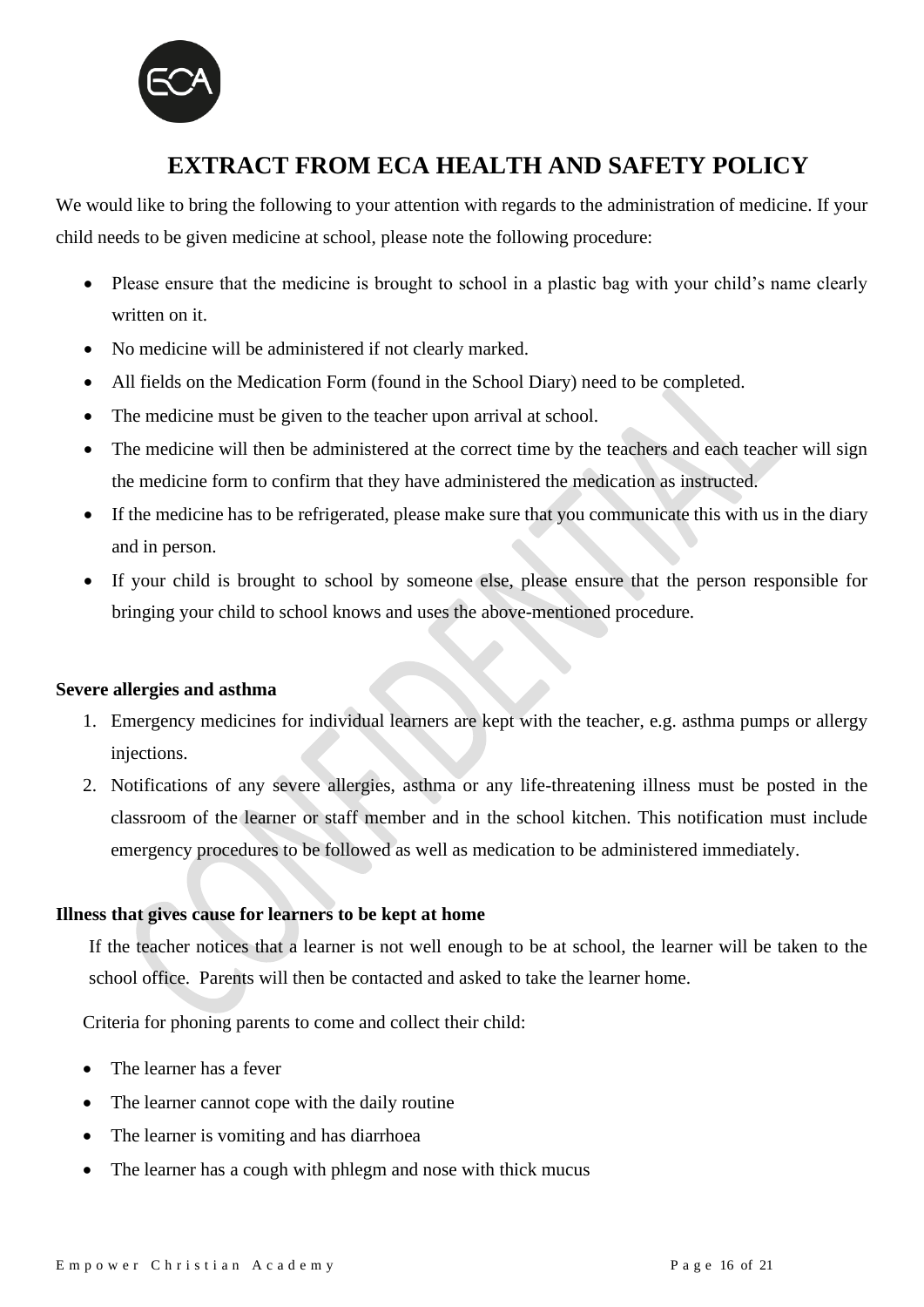# EXTRACT FROM ECA HEALTH AND SAFETY POLICY

We would like to bring the following to your attention with regards to the administration of medicine. If your child needs to be given medicine at school, please note the following procedure:

- Please ensure that the medicine is brought to school in a plastic bag with your child's name clearly written on it.
- No medicine will be administered if not clearly marked.
- All fields on the Medication Form (found in the School Diary) need to be completed.
- The medicine must be given to the teacher upon arrival at school.
- The medicine will then be administered at the correct time by the teachers and each teacher will sign the medicine form to confirm that they have administered the medication as instructed.
- If the medicine has to be refrigerated, please make sure that you communicate this with us in the diary and in person.
- If your child is brought to school by someone else, please ensure that the person responsible for bringing your child to school knows and uses the above-mentioned procedure.

**Severe allergies and asthma**

1. Emergency medicines for individual learners are kept with the teacher, e.g. asthma pumps or allergy injections.
2. Notifications of any severe allergies, asthma or any life-threatening illness must be posted in the classroom of the learner or staff member and in the school kitchen. This notification must include emergency procedures to be followed as well as medication to be administered immediately.

**Illness that gives cause for learners to be kept at home**

If the teacher notices that a learner is not well enough to be at school, the learner will be taken to the school office. Parents will then be contacted and asked to take the learner home.

Criteria for phoning parents to come and collect their child:

- The learner has a fever
- The learner cannot cope with the daily routine
- The learner is vomiting and has diarrhoea
- The learner has a cough with phlegm and nose with thick mucus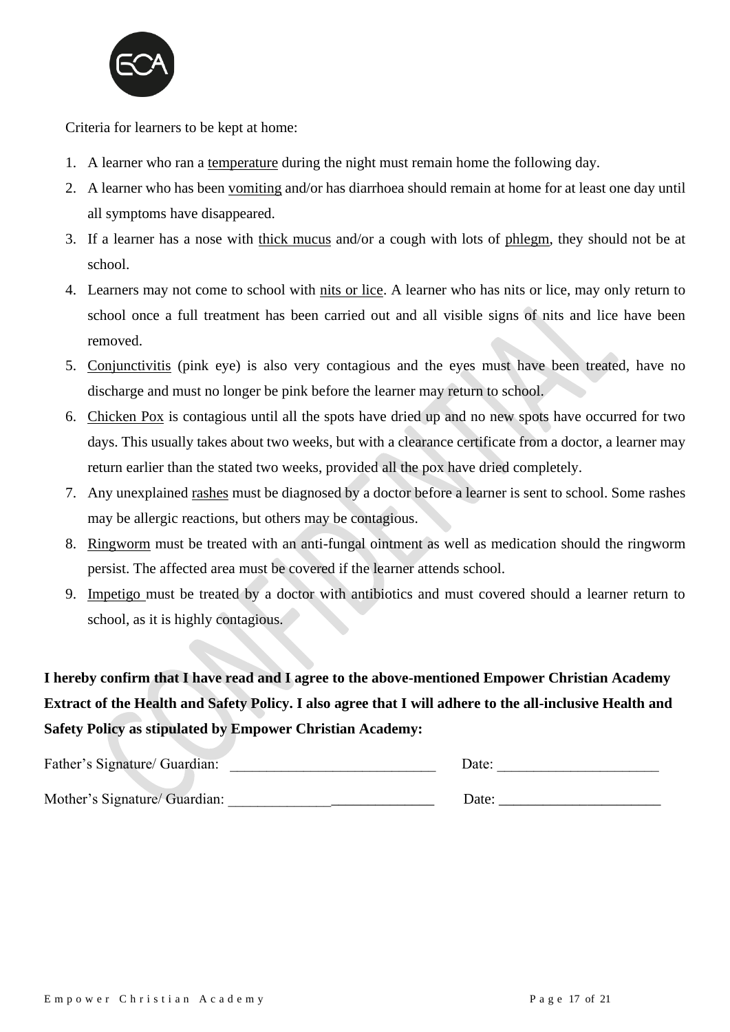Criteria for learners to be kept at home:

1. A learner who ran a temperature during the night must remain home the following day.
2. A learner who has been vomiting and/or has diarrhoea should remain at home for at least one day until all symptoms have disappeared.
3. If a learner has a nose with thick mucus and/or a cough with lots of phlegm, they should not be at school.
4. Learners may not come to school with nits or lice. A learner who has nits or lice, may only return to school once a full treatment has been carried out and all visible signs of nits and lice have been removed.
5. Conjunctivitis (pink eye) is also very contagious and the eyes must have been treated, have no discharge and must no longer be pink before the learner may return to school.
6. Chicken Pox is contagious until all the spots have dried up and no new spots have occurred for two days. This usually takes about two weeks, but with a clearance certificate from a doctor, a learner may return earlier than the stated two weeks, provided all the pox have dried completely.
7. Any unexplained rashes must be diagnosed by a doctor before a learner is sent to school. Some rashes may be allergic reactions, but others may be contagious.
8. Ringworm must be treated with an anti-fungal ointment as well as medication should the ringworm persist. The affected area must be covered if the learner attends school.
9. Impetigo must be treated by a doctor with antibiotics and must covered should a learner return to school, as it is highly contagious.

**I hereby confirm that I have read and I agree to the above-mentioned Empower Christian Academy Extract of the Health and Safety Policy. I also agree that I will adhere to the all-inclusive Health and Safety Policy as stipulated by Empower Christian Academy:**

Father's Signature/ Guardian: ____________________________ Date: ______________________

Mother's Signature/ Guardian: ____________________________ Date: ______________________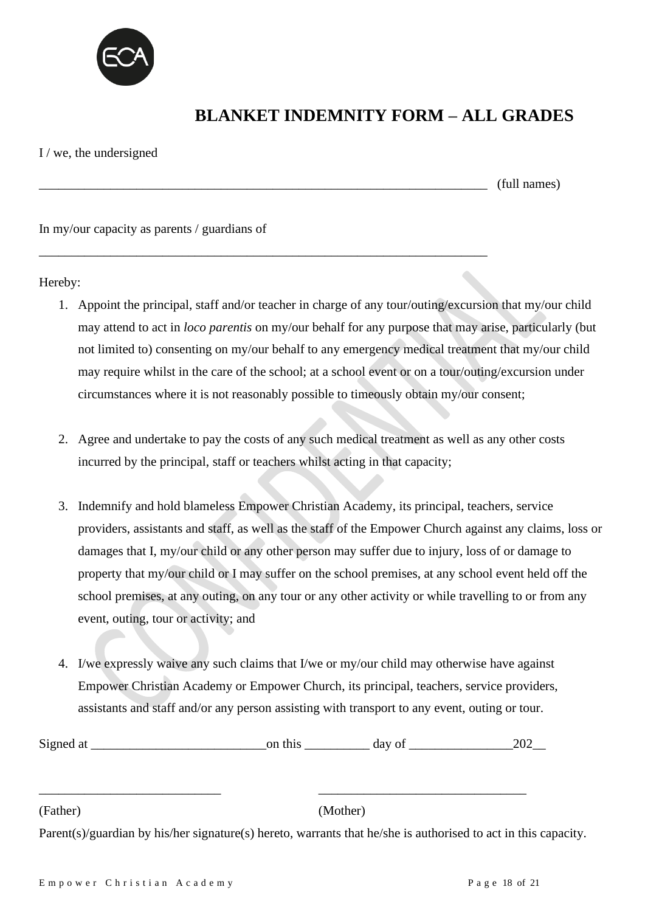# BLANKET INDEMNITY FORM – ALL GRADES

I / we, the undersigned

_______________________________________________________________________ (full names)

In my/our capacity as parents / guardians of

_______________________________________________________________________

Hereby:

1. Appoint the principal, staff and/or teacher in charge of any tour/outing/excursion that my/our child may attend to act in *loco parentis* on my/our behalf for any purpose that may arise, particularly (but not limited to) consenting on my/our behalf to any emergency medical treatment that my/our child may require whilst in the care of the school; at a school event or on a tour/outing/excursion under circumstances where it is not reasonably possible to timeously obtain my/our consent;

2. Agree and undertake to pay the costs of any such medical treatment as well as any other costs incurred by the principal, staff or teachers whilst acting in that capacity;

3. Indemnify and hold blameless Empower Christian Academy, its principal, teachers, service providers, assistants and staff, as well as the staff of the Empower Church against any claims, loss or damages that I, my/our child or any other person may suffer due to injury, loss of or damage to property that my/our child or I may suffer on the school premises, at any school event held off the school premises, at any outing, on any tour or any other activity or while travelling to or from any event, outing, tour or activity; and

4. I/we expressly waive any such claims that I/we or my/our child may otherwise have against Empower Christian Academy or Empower Church, its principal, teachers, service providers, assistants and staff and/or any person assisting with transport to any event, outing or tour.

Signed at ___________________________on this __________ day of ________________202__

___________________________ ________________________________

(Father) (Mother)

Parent(s)/guardian by his/her signature(s) hereto, warrants that he/she is authorised to act in this capacity.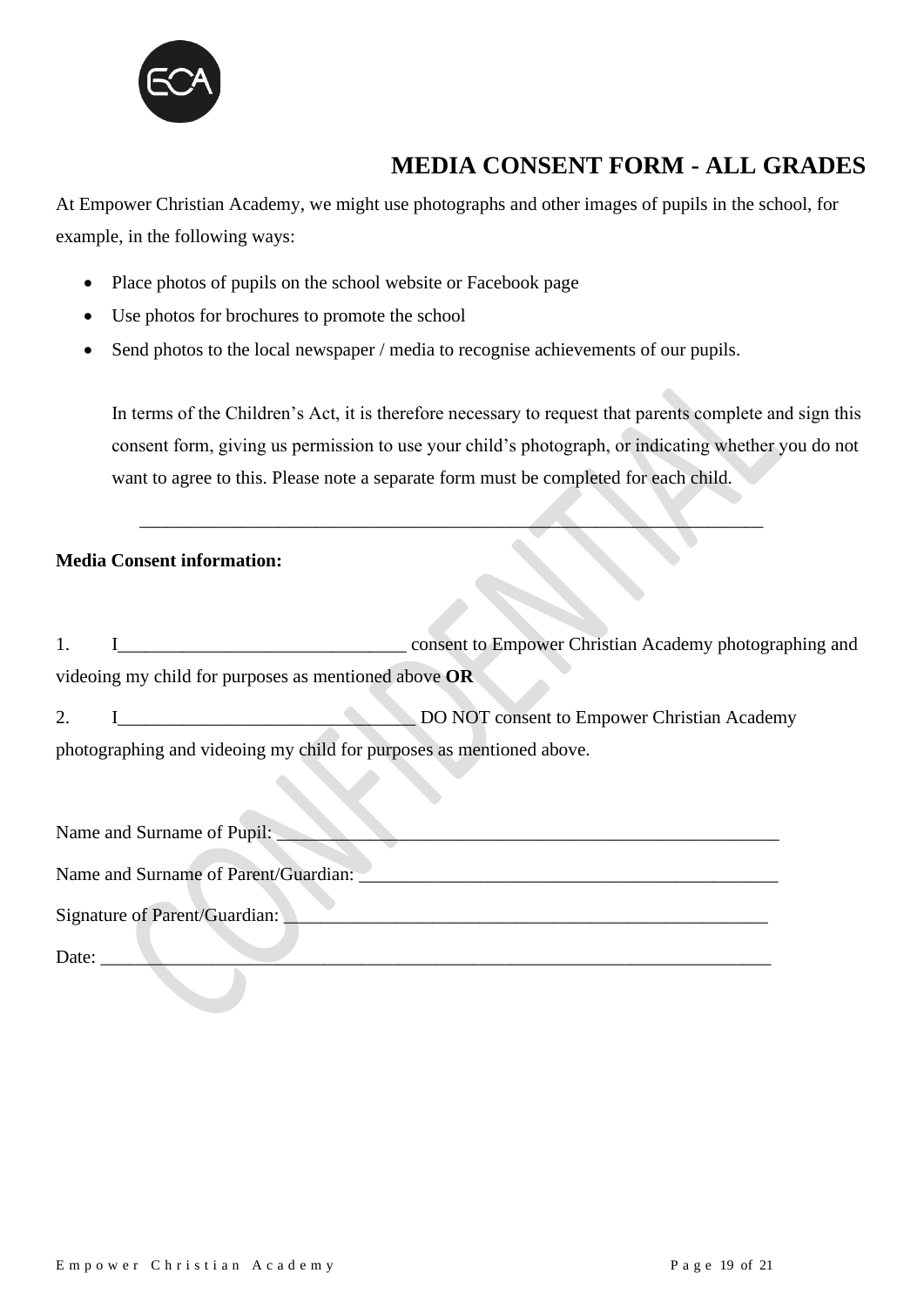# MEDIA CONSENT FORM - ALL GRADES

At Empower Christian Academy, we might use photographs and other images of pupils in the school, for example, in the following ways:

- Place photos of pupils on the school website or Facebook page
- Use photos for brochures to promote the school
- Send photos to the local newspaper / media to recognise achievements of our pupils.

In terms of the Children's Act, it is therefore necessary to request that parents complete and sign this consent form, giving us permission to use your child's photograph, or indicating whether you do not want to agree to this. Please note a separate form must be completed for each child.

___

**Media Consent information:**

1. I______________________________ consent to Empower Christian Academy photographing and videoing my child for purposes as mentioned above **OR**

2. I_______________________________ DO NOT consent to Empower Christian Academy photographing and videoing my child for purposes as mentioned above.

Name and Surname of Pupil: _______________________________________________________

Name and Surname of Parent/Guardian: _____________________________________________

Signature of Parent/Guardian: _____________________________________________________

Date: _________________________________________________________________________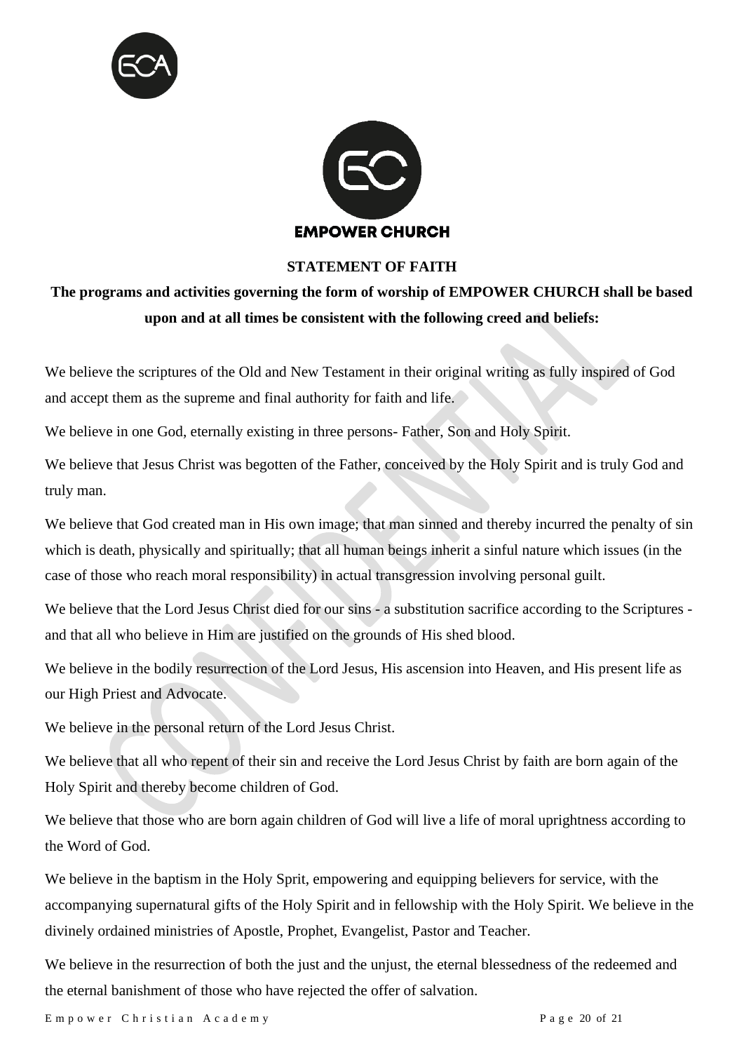EMPOWER CHURCH

## STATEMENT OF FAITH

**The programs and activities governing the form of worship of EMPOWER CHURCH shall be based upon and at all times be consistent with the following creed and beliefs:**

We believe the scriptures of the Old and New Testament in their original writing as fully inspired of God and accept them as the supreme and final authority for faith and life.

We believe in one God, eternally existing in three persons- Father, Son and Holy Spirit.

We believe that Jesus Christ was begotten of the Father, conceived by the Holy Spirit and is truly God and truly man.

We believe that God created man in His own image; that man sinned and thereby incurred the penalty of sin which is death, physically and spiritually; that all human beings inherit a sinful nature which issues (in the case of those who reach moral responsibility) in actual transgression involving personal guilt.

We believe that the Lord Jesus Christ died for our sins - a substitution sacrifice according to the Scriptures - and that all who believe in Him are justified on the grounds of His shed blood.

We believe in the bodily resurrection of the Lord Jesus, His ascension into Heaven, and His present life as our High Priest and Advocate.

We believe in the personal return of the Lord Jesus Christ.

We believe that all who repent of their sin and receive the Lord Jesus Christ by faith are born again of the Holy Spirit and thereby become children of God.

We believe that those who are born again children of God will live a life of moral uprightness according to the Word of God.

We believe in the baptism in the Holy Sprit, empowering and equipping believers for service, with the accompanying supernatural gifts of the Holy Spirit and in fellowship with the Holy Spirit. We believe in the divinely ordained ministries of Apostle, Prophet, Evangelist, Pastor and Teacher.

We believe in the resurrection of both the just and the unjust, the eternal blessedness of the redeemed and the eternal banishment of those who have rejected the offer of salvation.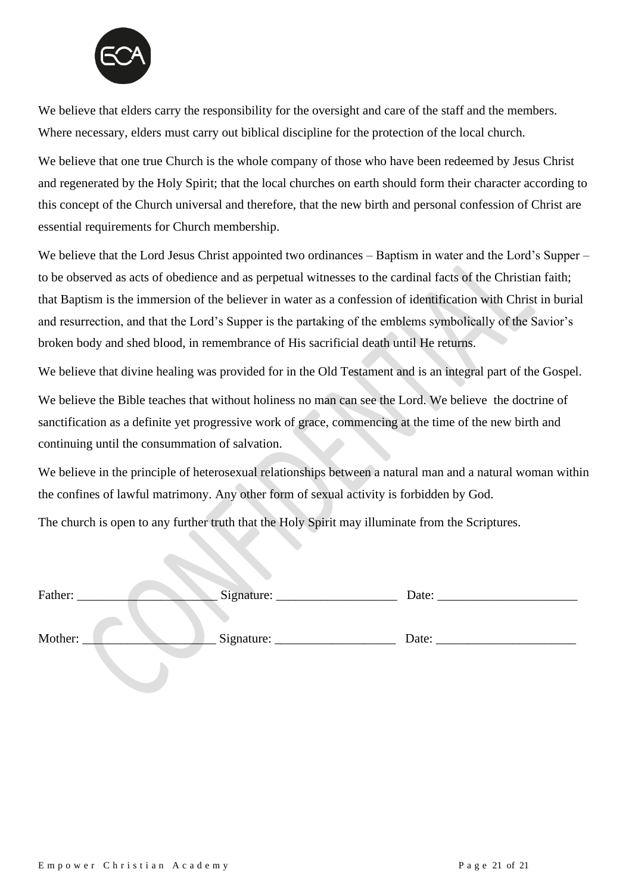We believe that elders carry the responsibility for the oversight and care of the staff and the members. Where necessary, elders must carry out biblical discipline for the protection of the local church.

We believe that one true Church is the whole company of those who have been redeemed by Jesus Christ and regenerated by the Holy Spirit; that the local churches on earth should form their character according to this concept of the Church universal and therefore, that the new birth and personal confession of Christ are essential requirements for Church membership.

We believe that the Lord Jesus Christ appointed two ordinances – Baptism in water and the Lord's Supper – to be observed as acts of obedience and as perpetual witnesses to the cardinal facts of the Christian faith; that Baptism is the immersion of the believer in water as a confession of identification with Christ in burial and resurrection, and that the Lord's Supper is the partaking of the emblems symbolically of the Savior's broken body and shed blood, in remembrance of His sacrificial death until He returns.

We believe that divine healing was provided for in the Old Testament and is an integral part of the Gospel.

We believe the Bible teaches that without holiness no man can see the Lord. We believe the doctrine of sanctification as a definite yet progressive work of grace, commencing at the time of the new birth and continuing until the consummation of salvation.

We believe in the principle of heterosexual relationships between a natural man and a natural woman within the confines of lawful matrimony. Any other form of sexual activity is forbidden by God.

The church is open to any further truth that the Holy Spirit may illuminate from the Scriptures.

Father: ______________________ Signature: ___________________ Date: ______________________

Mother: _____________________ Signature: ___________________ Date: ______________________